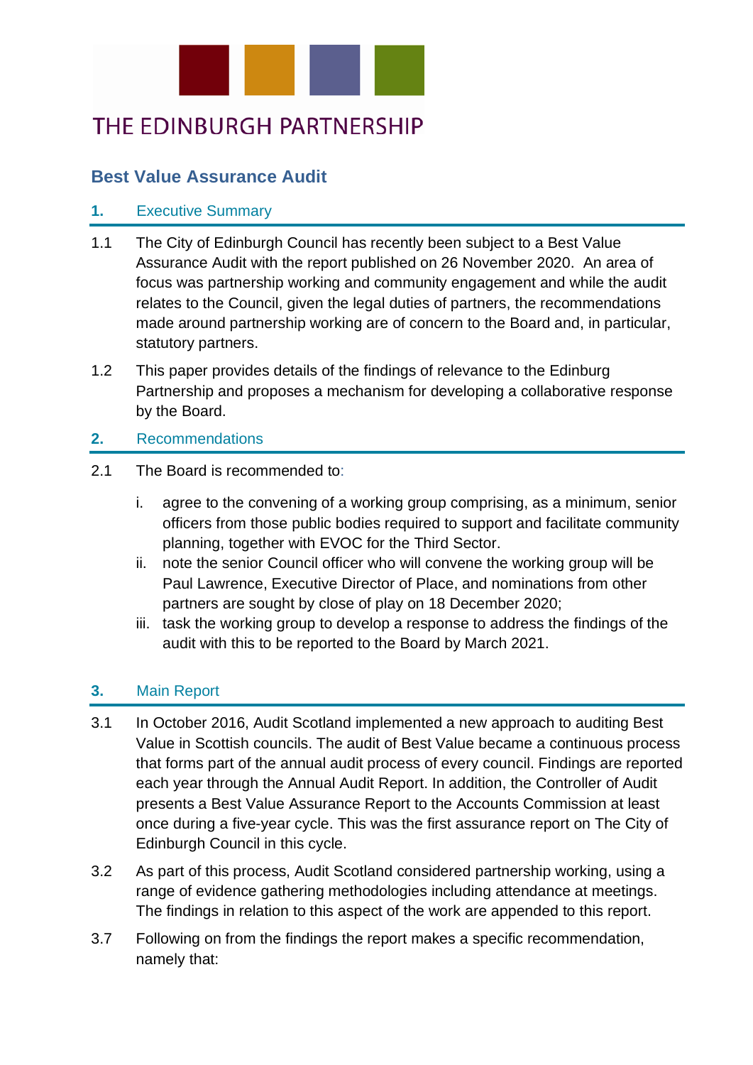# THE EDINBURGH PARTNERSHIP

## Best Value Assurance Audit

### 1. Executive Summary

1.1 The City of Edinburgh Council has recently been subject to a Best Value Assurance Audit with the report published on 26 November 2020. An area of focus was partnership working and community engagement and while the audit relates to the Council, given the legal duties of partners, the recommendations made around partnership working are of concern to the Board and, in particular, statutory partners.

1.2 This paper provides details of the findings of relevance to the Edinburg Partnership and proposes a mechanism for developing a collaborative response by the Board.

### 2. Recommendations

2.1 The Board is recommended to:

i. agree to the convening of a working group comprising, as a minimum, senior officers from those public bodies required to support and facilitate community planning, together with EVOC for the Third Sector.

ii. note the senior Council officer who will convene the working group will be Paul Lawrence, Executive Director of Place, and nominations from other partners are sought by close of play on 18 December 2020;

iii. task the working group to develop a response to address the findings of the audit with this to be reported to the Board by March 2021.

### 3. Main Report

3.1 In October 2016, Audit Scotland implemented a new approach to auditing Best Value in Scottish councils. The audit of Best Value became a continuous process that forms part of the annual audit process of every council. Findings are reported each year through the Annual Audit Report. In addition, the Controller of Audit presents a Best Value Assurance Report to the Accounts Commission at least once during a five-year cycle. This was the first assurance report on The City of Edinburgh Council in this cycle.

3.2 As part of this process, Audit Scotland considered partnership working, using a range of evidence gathering methodologies including attendance at meetings. The findings in relation to this aspect of the work are appended to this report.

3.7 Following on from the findings the report makes a specific recommendation, namely that: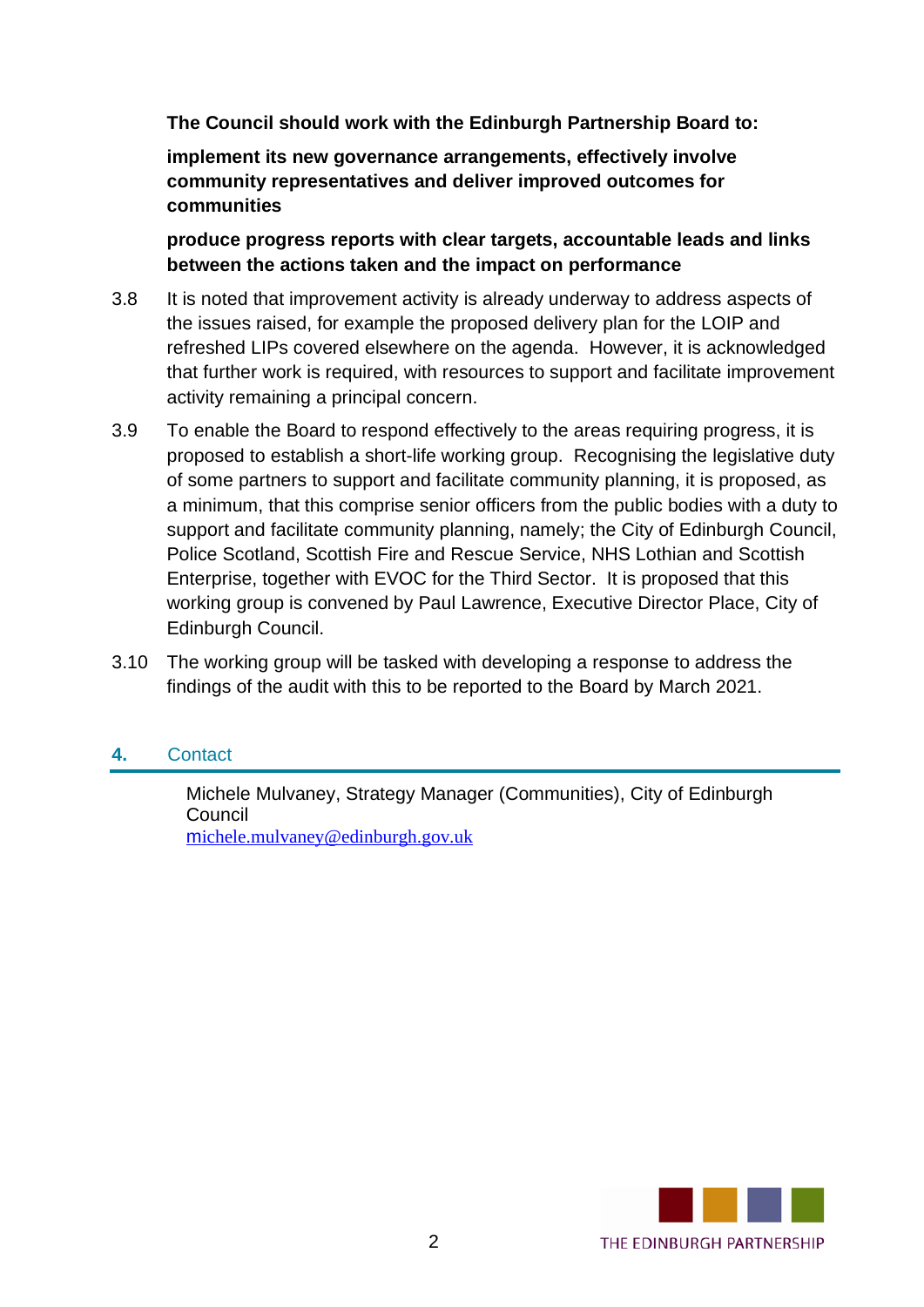**The Council should work with the Edinburgh Partnership Board to:**

**implement its new governance arrangements, effectively involve community representatives and deliver improved outcomes for communities**

**produce progress reports with clear targets, accountable leads and links between the actions taken and the impact on performance**

3.8 It is noted that improvement activity is already underway to address aspects of the issues raised, for example the proposed delivery plan for the LOIP and refreshed LIPs covered elsewhere on the agenda. However, it is acknowledged that further work is required, with resources to support and facilitate improvement activity remaining a principal concern.

3.9 To enable the Board to respond effectively to the areas requiring progress, it is proposed to establish a short-life working group. Recognising the legislative duty of some partners to support and facilitate community planning, it is proposed, as a minimum, that this comprise senior officers from the public bodies with a duty to support and facilitate community planning, namely; the City of Edinburgh Council, Police Scotland, Scottish Fire and Rescue Service, NHS Lothian and Scottish Enterprise, together with EVOC for the Third Sector. It is proposed that this working group is convened by Paul Lawrence, Executive Director Place, City of Edinburgh Council.

3.10 The working group will be tasked with developing a response to address the findings of the audit with this to be reported to the Board by March 2021.

## 4. Contact

Michele Mulvaney, Strategy Manager (Communities), City of Edinburgh Council
michele.mulvaney@edinburgh.gov.uk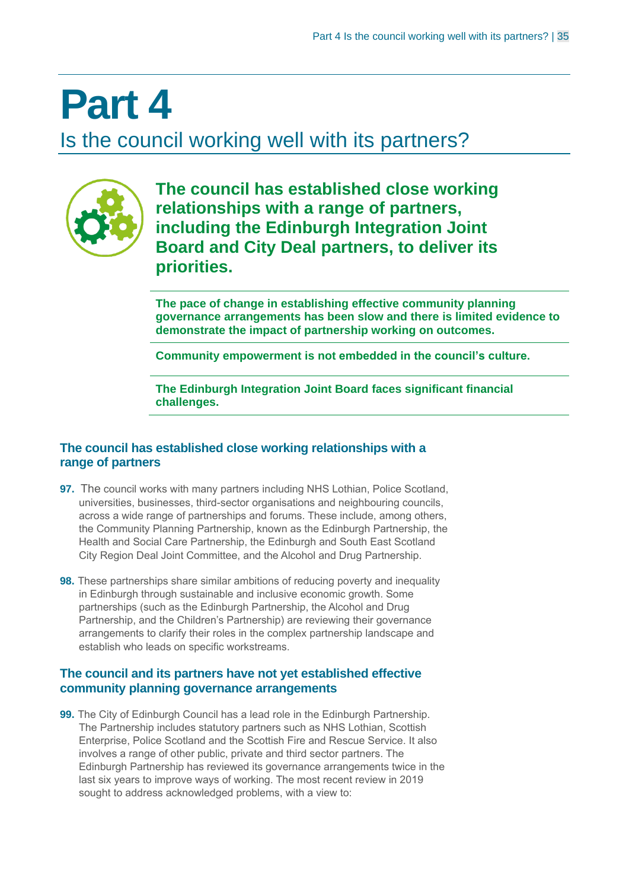# Part 4

## Is the council working well with its partners?

**The council has established close working relationships with a range of partners, including the Edinburgh Integration Joint Board and City Deal partners, to deliver its priorities.**

**The pace of change in establishing effective community planning governance arrangements has been slow and there is limited evidence to demonstrate the impact of partnership working on outcomes.**

**Community empowerment is not embedded in the council's culture.**

**The Edinburgh Integration Joint Board faces significant financial challenges.**

### The council has established close working relationships with a range of partners

**97.** The council works with many partners including NHS Lothian, Police Scotland, universities, businesses, third-sector organisations and neighbouring councils, across a wide range of partnerships and forums. These include, among others, the Community Planning Partnership, known as the Edinburgh Partnership, the Health and Social Care Partnership, the Edinburgh and South East Scotland City Region Deal Joint Committee, and the Alcohol and Drug Partnership.

**98.** These partnerships share similar ambitions of reducing poverty and inequality in Edinburgh through sustainable and inclusive economic growth. Some partnerships (such as the Edinburgh Partnership, the Alcohol and Drug Partnership, and the Children's Partnership) are reviewing their governance arrangements to clarify their roles in the complex partnership landscape and establish who leads on specific workstreams.

### The council and its partners have not yet established effective community planning governance arrangements

**99.** The City of Edinburgh Council has a lead role in the Edinburgh Partnership. The Partnership includes statutory partners such as NHS Lothian, Scottish Enterprise, Police Scotland and the Scottish Fire and Rescue Service. It also involves a range of other public, private and third sector partners. The Edinburgh Partnership has reviewed its governance arrangements twice in the last six years to improve ways of working. The most recent review in 2019 sought to address acknowledged problems, with a view to: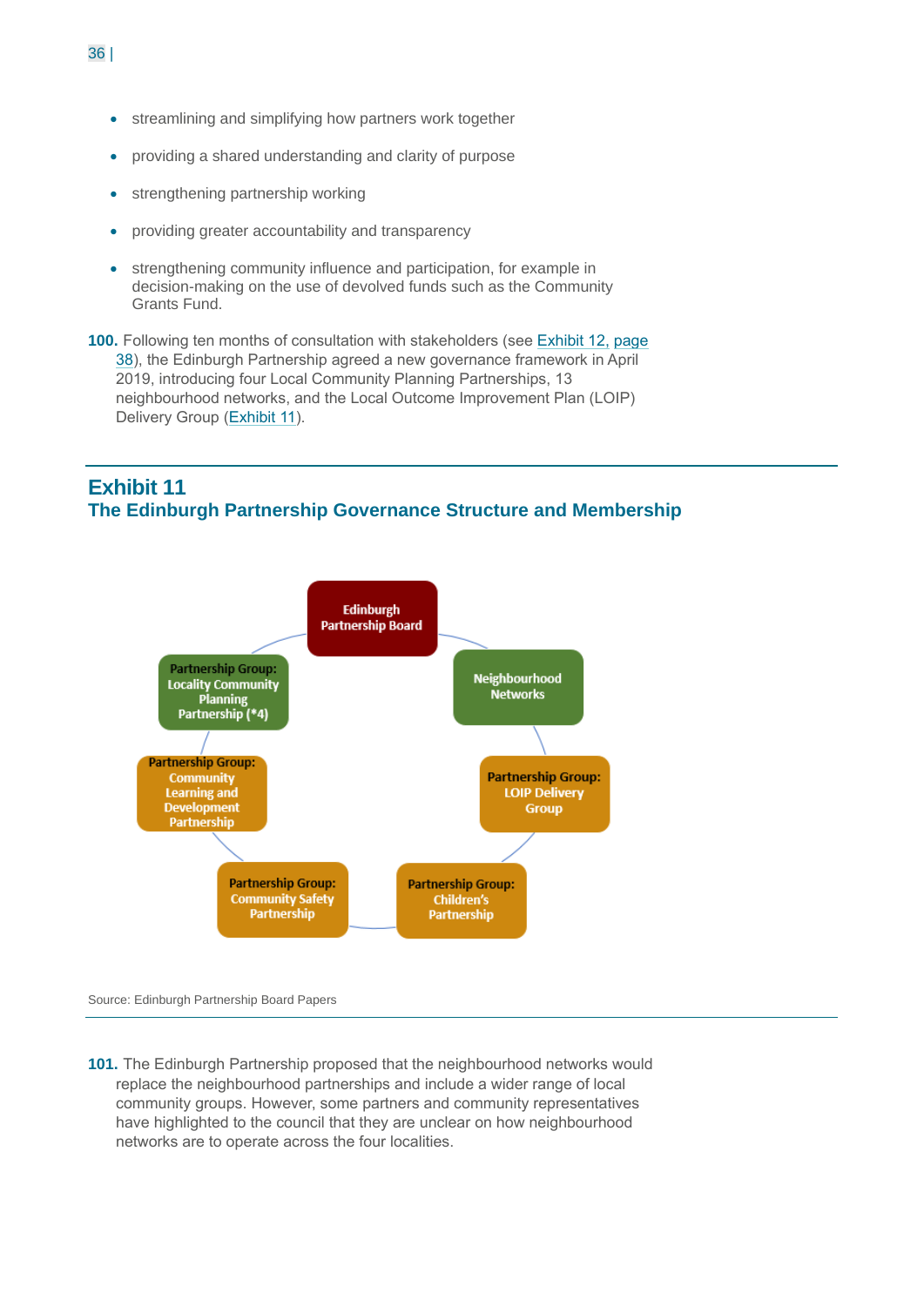- streamlining and simplifying how partners work together
- providing a shared understanding and clarity of purpose
- strengthening partnership working
- providing greater accountability and transparency
- strengthening community influence and participation, for example in decision-making on the use of devolved funds such as the Community Grants Fund.

**100.** Following ten months of consultation with stakeholders (see Exhibit 12, page 38), the Edinburgh Partnership agreed a new governance framework in April 2019, introducing four Local Community Planning Partnerships, 13 neighbourhood networks, and the Local Outcome Improvement Plan (LOIP) Delivery Group (Exhibit 11).

## Exhibit 11

### The Edinburgh Partnership Governance Structure and Membership

Edinburgh Partnership Board

Neighbourhood Networks

Partnership Group: LOIP Delivery Group

Partnership Group: Children's Partnership

Partnership Group: Community Safety Partnership

Partnership Group: Community Learning and Development Partnership

Partnership Group: Locality Community Planning Partnership (*4)

Source: Edinburgh Partnership Board Papers

**101.** The Edinburgh Partnership proposed that the neighbourhood networks would replace the neighbourhood partnerships and include a wider range of local community groups. However, some partners and community representatives have highlighted to the council that they are unclear on how neighbourhood networks are to operate across the four localities.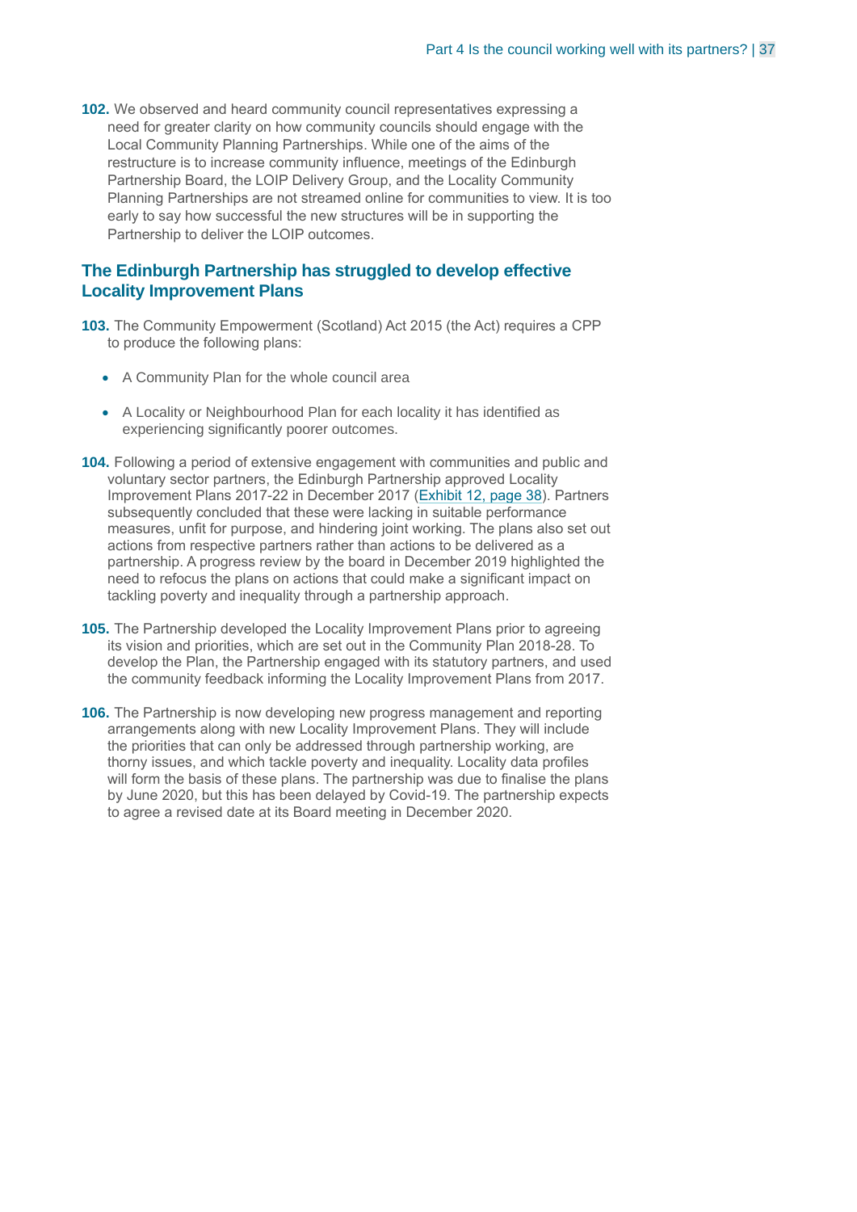**102.** We observed and heard community council representatives expressing a need for greater clarity on how community councils should engage with the Local Community Planning Partnerships. While one of the aims of the restructure is to increase community influence, meetings of the Edinburgh Partnership Board, the LOIP Delivery Group, and the Locality Community Planning Partnerships are not streamed online for communities to view. It is too early to say how successful the new structures will be in supporting the Partnership to deliver the LOIP outcomes.

## The Edinburgh Partnership has struggled to develop effective Locality Improvement Plans

**103.** The Community Empowerment (Scotland) Act 2015 (the Act) requires a CPP to produce the following plans:

- A Community Plan for the whole council area
- A Locality or Neighbourhood Plan for each locality it has identified as experiencing significantly poorer outcomes.

**104.** Following a period of extensive engagement with communities and public and voluntary sector partners, the Edinburgh Partnership approved Locality Improvement Plans 2017-22 in December 2017 (Exhibit 12, page 38). Partners subsequently concluded that these were lacking in suitable performance measures, unfit for purpose, and hindering joint working. The plans also set out actions from respective partners rather than actions to be delivered as a partnership. A progress review by the board in December 2019 highlighted the need to refocus the plans on actions that could make a significant impact on tackling poverty and inequality through a partnership approach.

**105.** The Partnership developed the Locality Improvement Plans prior to agreeing its vision and priorities, which are set out in the Community Plan 2018-28. To develop the Plan, the Partnership engaged with its statutory partners, and used the community feedback informing the Locality Improvement Plans from 2017.

**106.** The Partnership is now developing new progress management and reporting arrangements along with new Locality Improvement Plans. They will include the priorities that can only be addressed through partnership working, are thorny issues, and which tackle poverty and inequality. Locality data profiles will form the basis of these plans. The partnership was due to finalise the plans by June 2020, but this has been delayed by Covid-19. The partnership expects to agree a revised date at its Board meeting in December 2020.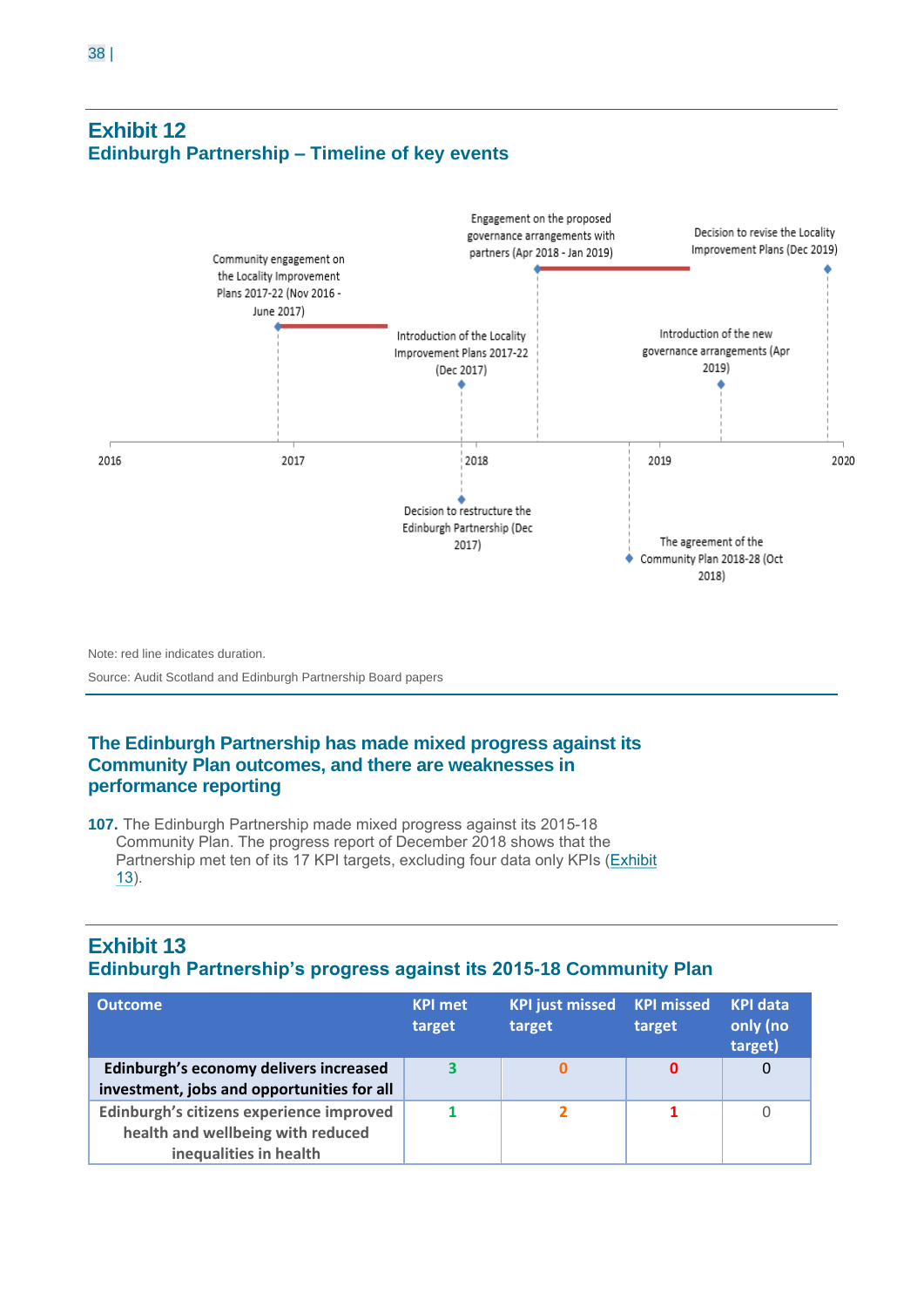## Exhibit 12
### Edinburgh Partnership – Timeline of key events

Community engagement on the Locality Improvement Plans 2017-22 (Nov 2016 - June 2017)

Introduction of the Locality Improvement Plans 2017-22 (Dec 2017)

Engagement on the proposed governance arrangements with partners (Apr 2018 - Jan 2019)

Introduction of the new governance arrangements (Apr 2019)

Decision to revise the Locality Improvement Plans (Dec 2019)

2016 2017 2018 2019 2020

Decision to restructure the Edinburgh Partnership (Dec 2017)

The agreement of the Community Plan 2018-28 (Oct 2018)

Note: red line indicates duration.

Source: Audit Scotland and Edinburgh Partnership Board papers

### The Edinburgh Partnership has made mixed progress against its Community Plan outcomes, and there are weaknesses in performance reporting

**107.** The Edinburgh Partnership made mixed progress against its 2015-18 Community Plan. The progress report of December 2018 shows that the Partnership met ten of its 17 KPI targets, excluding four data only KPIs (Exhibit 13).

## Exhibit 13
### Edinburgh Partnership's progress against its 2015-18 Community Plan

| Outcome | KPI met target | KPI just missed target | KPI missed target | KPI data only (no target) |
|---|---|---|---|---|
| Edinburgh's economy delivers increased investment, jobs and opportunities for all | 3 | 0 | 0 | 0 |
| Edinburgh's citizens experience improved health and wellbeing with reduced inequalities in health | 1 | 2 | 1 | 0 |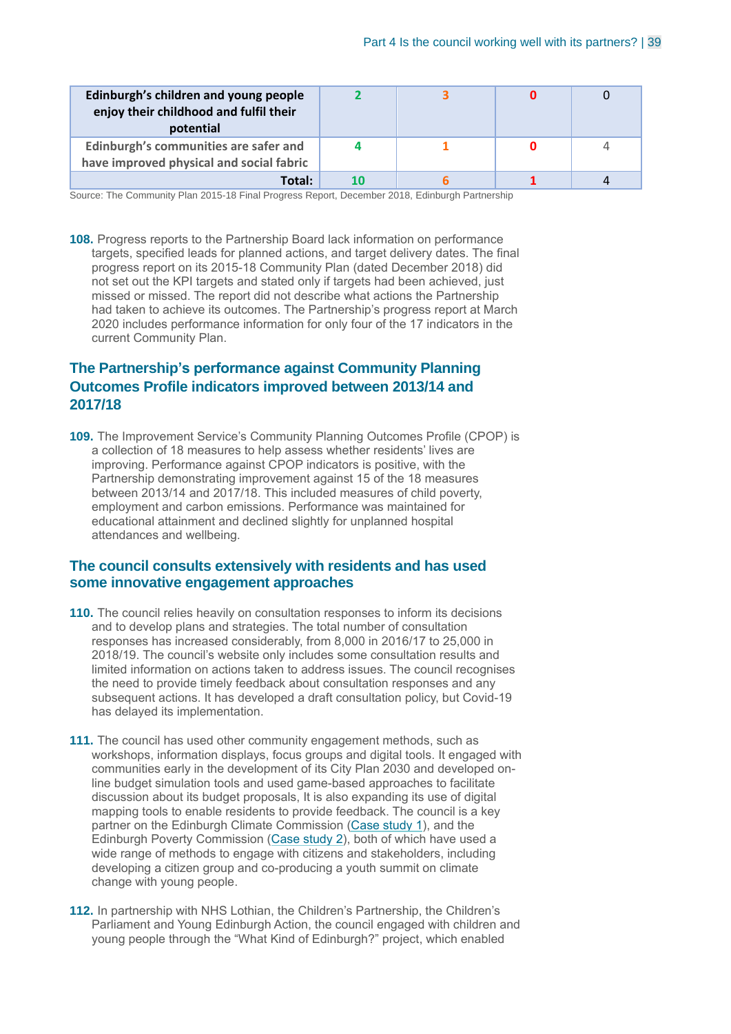| | | | | |
|---|---|---|---|---|
| **Edinburgh's children and young people enjoy their childhood and fulfil their potential** | **2** | **3** | **0** | 0 |
| **Edinburgh's communities are safer and have improved physical and social fabric** | **4** | **1** | **0** | 4 |
| **Total:** | **10** | **6** | **1** | 4 |

Source: The Community Plan 2015-18 Final Progress Report, December 2018, Edinburgh Partnership

**108.** Progress reports to the Partnership Board lack information on performance targets, specified leads for planned actions, and target delivery dates. The final progress report on its 2015-18 Community Plan (dated December 2018) did not set out the KPI targets and stated only if targets had been achieved, just missed or missed. The report did not describe what actions the Partnership had taken to achieve its outcomes. The Partnership's progress report at March 2020 includes performance information for only four of the 17 indicators in the current Community Plan.

## The Partnership's performance against Community Planning Outcomes Profile indicators improved between 2013/14 and 2017/18

**109.** The Improvement Service's Community Planning Outcomes Profile (CPOP) is a collection of 18 measures to help assess whether residents' lives are improving. Performance against CPOP indicators is positive, with the Partnership demonstrating improvement against 15 of the 18 measures between 2013/14 and 2017/18. This included measures of child poverty, employment and carbon emissions. Performance was maintained for educational attainment and declined slightly for unplanned hospital attendances and wellbeing.

## The council consults extensively with residents and has used some innovative engagement approaches

**110.** The council relies heavily on consultation responses to inform its decisions and to develop plans and strategies. The total number of consultation responses has increased considerably, from 8,000 in 2016/17 to 25,000 in 2018/19. The council's website only includes some consultation results and limited information on actions taken to address issues. The council recognises the need to provide timely feedback about consultation responses and any subsequent actions. It has developed a draft consultation policy, but Covid-19 has delayed its implementation.

**111.** The council has used other community engagement methods, such as workshops, information displays, focus groups and digital tools. It engaged with communities early in the development of its City Plan 2030 and developed on-line budget simulation tools and used game-based approaches to facilitate discussion about its budget proposals, It is also expanding its use of digital mapping tools to enable residents to provide feedback. The council is a key partner on the Edinburgh Climate Commission (Case study 1), and the Edinburgh Poverty Commission (Case study 2), both of which have used a wide range of methods to engage with citizens and stakeholders, including developing a citizen group and co-producing a youth summit on climate change with young people.

**112.** In partnership with NHS Lothian, the Children's Partnership, the Children's Parliament and Young Edinburgh Action, the council engaged with children and young people through the "What Kind of Edinburgh?" project, which enabled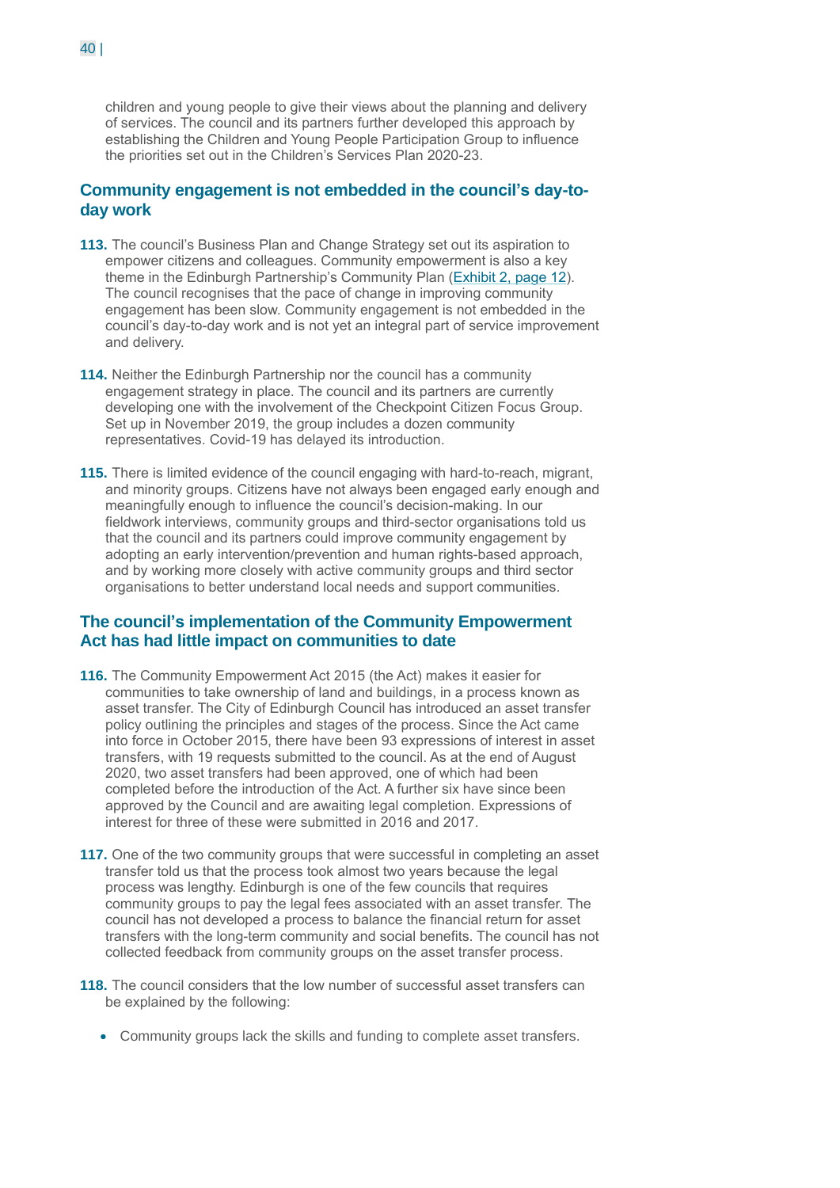children and young people to give their views about the planning and delivery of services. The council and its partners further developed this approach by establishing the Children and Young People Participation Group to influence the priorities set out in the Children's Services Plan 2020-23.

## Community engagement is not embedded in the council's day-to-day work

**113.** The council's Business Plan and Change Strategy set out its aspiration to empower citizens and colleagues. Community empowerment is also a key theme in the Edinburgh Partnership's Community Plan (Exhibit 2, page 12). The council recognises that the pace of change in improving community engagement has been slow. Community engagement is not embedded in the council's day-to-day work and is not yet an integral part of service improvement and delivery.

**114.** Neither the Edinburgh Partnership nor the council has a community engagement strategy in place. The council and its partners are currently developing one with the involvement of the Checkpoint Citizen Focus Group. Set up in November 2019, the group includes a dozen community representatives. Covid-19 has delayed its introduction.

**115.** There is limited evidence of the council engaging with hard-to-reach, migrant, and minority groups. Citizens have not always been engaged early enough and meaningfully enough to influence the council's decision-making. In our fieldwork interviews, community groups and third-sector organisations told us that the council and its partners could improve community engagement by adopting an early intervention/prevention and human rights-based approach, and by working more closely with active community groups and third sector organisations to better understand local needs and support communities.

## The council's implementation of the Community Empowerment Act has had little impact on communities to date

**116.** The Community Empowerment Act 2015 (the Act) makes it easier for communities to take ownership of land and buildings, in a process known as asset transfer. The City of Edinburgh Council has introduced an asset transfer policy outlining the principles and stages of the process. Since the Act came into force in October 2015, there have been 93 expressions of interest in asset transfers, with 19 requests submitted to the council. As at the end of August 2020, two asset transfers had been approved, one of which had been completed before the introduction of the Act. A further six have since been approved by the Council and are awaiting legal completion. Expressions of interest for three of these were submitted in 2016 and 2017.

**117.** One of the two community groups that were successful in completing an asset transfer told us that the process took almost two years because the legal process was lengthy. Edinburgh is one of the few councils that requires community groups to pay the legal fees associated with an asset transfer. The council has not developed a process to balance the financial return for asset transfers with the long-term community and social benefits. The council has not collected feedback from community groups on the asset transfer process.

**118.** The council considers that the low number of successful asset transfers can be explained by the following:

- Community groups lack the skills and funding to complete asset transfers.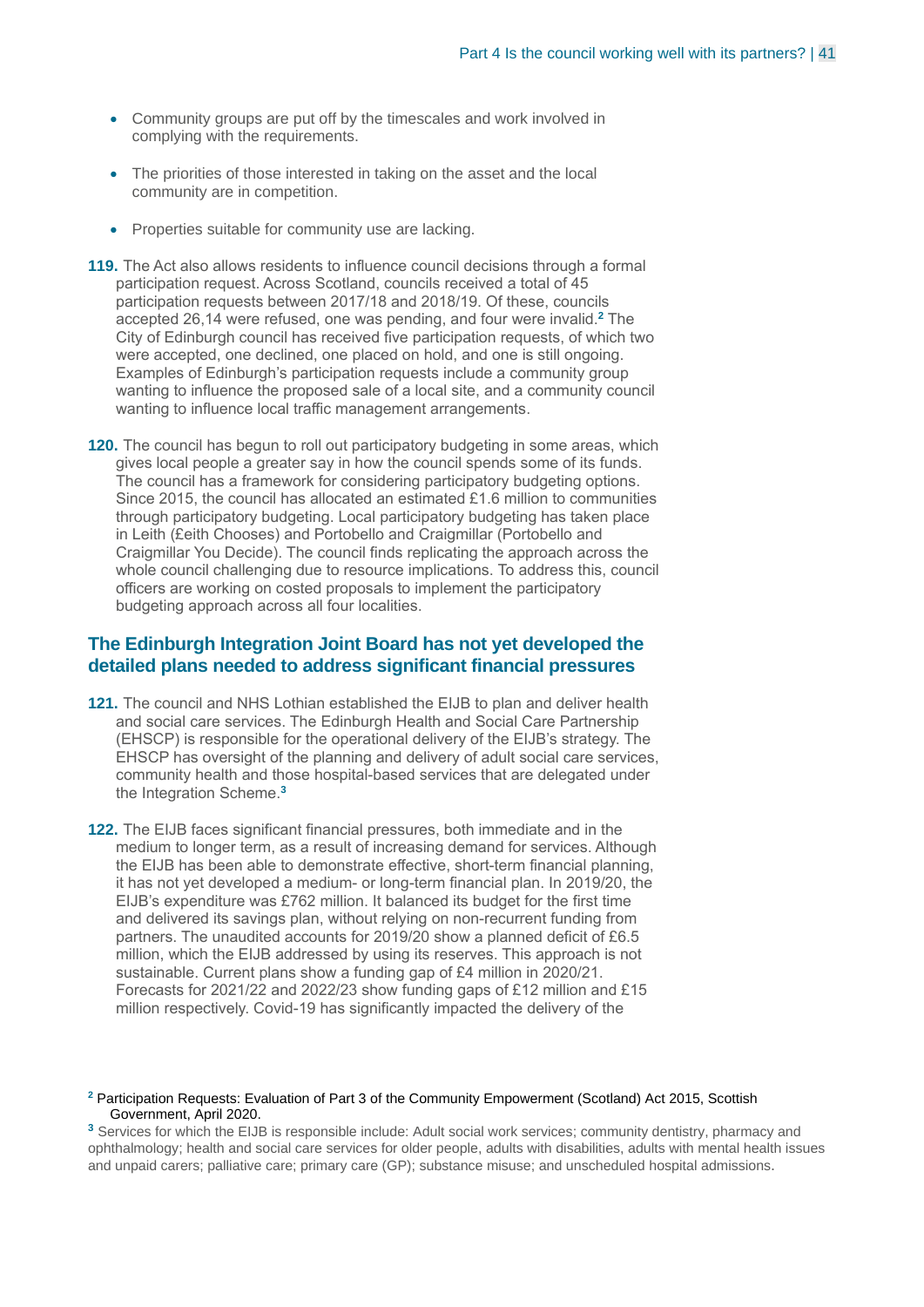- Community groups are put off by the timescales and work involved in complying with the requirements.
- The priorities of those interested in taking on the asset and the local community are in competition.
- Properties suitable for community use are lacking.

**119.** The Act also allows residents to influence council decisions through a formal participation request. Across Scotland, councils received a total of 45 participation requests between 2017/18 and 2018/19. Of these, councils accepted 26,14 were refused, one was pending, and four were invalid.[2] The City of Edinburgh council has received five participation requests, of which two were accepted, one declined, one placed on hold, and one is still ongoing. Examples of Edinburgh's participation requests include a community group wanting to influence the proposed sale of a local site, and a community council wanting to influence local traffic management arrangements.

**120.** The council has begun to roll out participatory budgeting in some areas, which gives local people a greater say in how the council spends some of its funds. The council has a framework for considering participatory budgeting options. Since 2015, the council has allocated an estimated £1.6 million to communities through participatory budgeting. Local participatory budgeting has taken place in Leith (£eith Chooses) and Portobello and Craigmillar (Portobello and Craigmillar You Decide). The council finds replicating the approach across the whole council challenging due to resource implications. To address this, council officers are working on costed proposals to implement the participatory budgeting approach across all four localities.

## The Edinburgh Integration Joint Board has not yet developed the detailed plans needed to address significant financial pressures

**121.** The council and NHS Lothian established the EIJB to plan and deliver health and social care services. The Edinburgh Health and Social Care Partnership (EHSCP) is responsible for the operational delivery of the EIJB's strategy. The EHSCP has oversight of the planning and delivery of adult social care services, community health and those hospital-based services that are delegated under the Integration Scheme.[3]

**122.** The EIJB faces significant financial pressures, both immediate and in the medium to longer term, as a result of increasing demand for services. Although the EIJB has been able to demonstrate effective, short-term financial planning, it has not yet developed a medium- or long-term financial plan. In 2019/20, the EIJB's expenditure was £762 million. It balanced its budget for the first time and delivered its savings plan, without relying on non-recurrent funding from partners. The unaudited accounts for 2019/20 show a planned deficit of £6.5 million, which the EIJB addressed by using its reserves. This approach is not sustainable. Current plans show a funding gap of £4 million in 2020/21. Forecasts for 2021/22 and 2022/23 show funding gaps of £12 million and £15 million respectively. Covid-19 has significantly impacted the delivery of the

[2] Participation Requests: Evaluation of Part 3 of the Community Empowerment (Scotland) Act 2015, Scottish Government, April 2020.

[3] Services for which the EIJB is responsible include: Adult social work services; community dentistry, pharmacy and ophthalmology; health and social care services for older people, adults with disabilities, adults with mental health issues and unpaid carers; palliative care; primary care (GP); substance misuse; and unscheduled hospital admissions.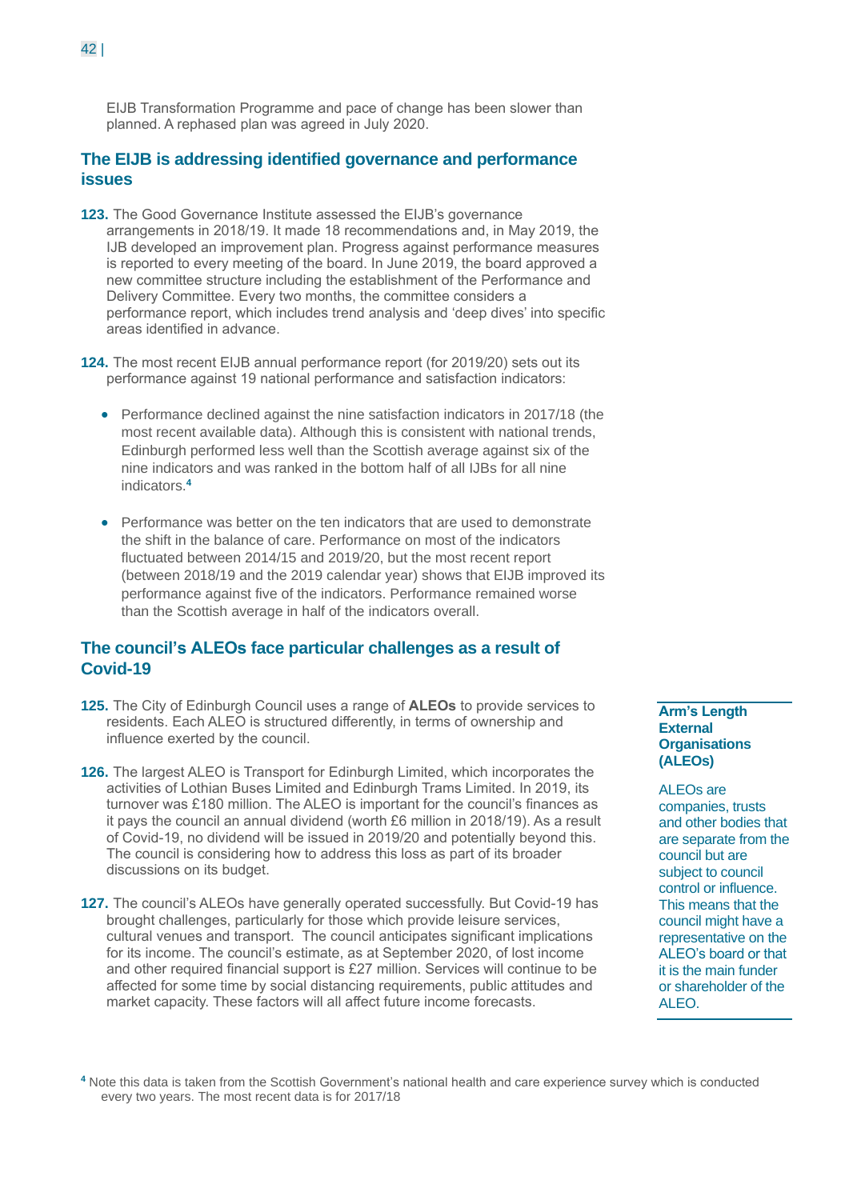EIJB Transformation Programme and pace of change has been slower than planned. A rephased plan was agreed in July 2020.

## The EIJB is addressing identified governance and performance issues

**123.** The Good Governance Institute assessed the EIJB's governance arrangements in 2018/19. It made 18 recommendations and, in May 2019, the IJB developed an improvement plan. Progress against performance measures is reported to every meeting of the board. In June 2019, the board approved a new committee structure including the establishment of the Performance and Delivery Committee. Every two months, the committee considers a performance report, which includes trend analysis and 'deep dives' into specific areas identified in advance.

**124.** The most recent EIJB annual performance report (for 2019/20) sets out its performance against 19 national performance and satisfaction indicators:

- Performance declined against the nine satisfaction indicators in 2017/18 (the most recent available data). Although this is consistent with national trends, Edinburgh performed less well than the Scottish average against six of the nine indicators and was ranked in the bottom half of all IJBs for all nine indicators.[4]
- Performance was better on the ten indicators that are used to demonstrate the shift in the balance of care. Performance on most of the indicators fluctuated between 2014/15 and 2019/20, but the most recent report (between 2018/19 and the 2019 calendar year) shows that EIJB improved its performance against five of the indicators. Performance remained worse than the Scottish average in half of the indicators overall.

## The council's ALEOs face particular challenges as a result of Covid-19

**125.** The City of Edinburgh Council uses a range of **ALEOs** to provide services to residents. Each ALEO is structured differently, in terms of ownership and influence exerted by the council.

**Arm's Length External Organisations (ALEOs)**

ALEOs are companies, trusts and other bodies that are separate from the council but are subject to council control or influence. This means that the council might have a representative on the ALEO's board or that it is the main funder or shareholder of the ALEO.

**126.** The largest ALEO is Transport for Edinburgh Limited, which incorporates the activities of Lothian Buses Limited and Edinburgh Trams Limited. In 2019, its turnover was £180 million. The ALEO is important for the council's finances as it pays the council an annual dividend (worth £6 million in 2018/19). As a result of Covid-19, no dividend will be issued in 2019/20 and potentially beyond this. The council is considering how to address this loss as part of its broader discussions on its budget.

**127.** The council's ALEOs have generally operated successfully. But Covid-19 has brought challenges, particularly for those which provide leisure services, cultural venues and transport. The council anticipates significant implications for its income. The council's estimate, as at September 2020, of lost income and other required financial support is £27 million. Services will continue to be affected for some time by social distancing requirements, public attitudes and market capacity. These factors will all affect future income forecasts.

[4] Note this data is taken from the Scottish Government's national health and care experience survey which is conducted every two years. The most recent data is for 2017/18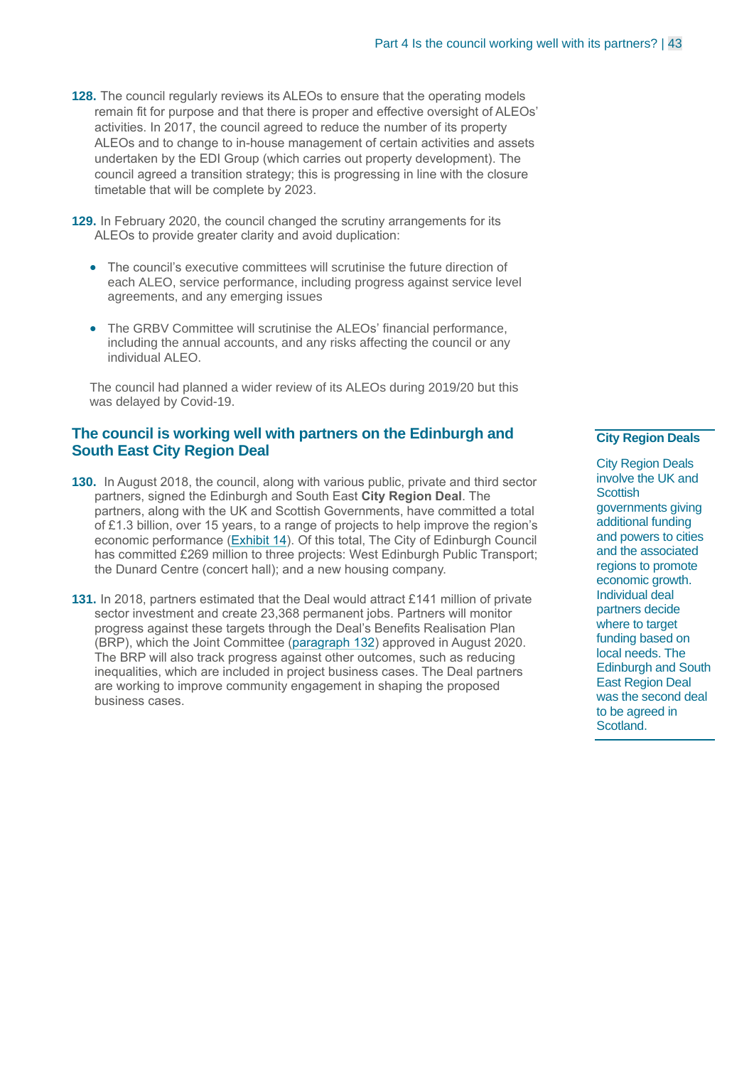**128.** The council regularly reviews its ALEOs to ensure that the operating models remain fit for purpose and that there is proper and effective oversight of ALEOs' activities. In 2017, the council agreed to reduce the number of its property ALEOs and to change to in-house management of certain activities and assets undertaken by the EDI Group (which carries out property development). The council agreed a transition strategy; this is progressing in line with the closure timetable that will be complete by 2023.

**129.** In February 2020, the council changed the scrutiny arrangements for its ALEOs to provide greater clarity and avoid duplication:

- The council's executive committees will scrutinise the future direction of each ALEO, service performance, including progress against service level agreements, and any emerging issues
- The GRBV Committee will scrutinise the ALEOs' financial performance, including the annual accounts, and any risks affecting the council or any individual ALEO.

The council had planned a wider review of its ALEOs during 2019/20 but this was delayed by Covid-19.

## The council is working well with partners on the Edinburgh and South East City Region Deal

**130.** In August 2018, the council, along with various public, private and third sector partners, signed the Edinburgh and South East **City Region Deal**. The partners, along with the UK and Scottish Governments, have committed a total of £1.3 billion, over 15 years, to a range of projects to help improve the region's economic performance (Exhibit 14). Of this total, The City of Edinburgh Council has committed £269 million to three projects: West Edinburgh Public Transport; the Dunard Centre (concert hall); and a new housing company.

**131.** In 2018, partners estimated that the Deal would attract £141 million of private sector investment and create 23,368 permanent jobs. Partners will monitor progress against these targets through the Deal's Benefits Realisation Plan (BRP), which the Joint Committee (paragraph 132) approved in August 2020. The BRP will also track progress against other outcomes, such as reducing inequalities, which are included in project business cases. The Deal partners are working to improve community engagement in shaping the proposed business cases.

**City Region Deals**

City Region Deals involve the UK and Scottish governments giving additional funding and powers to cities and the associated regions to promote economic growth. Individual deal partners decide where to target funding based on local needs. The Edinburgh and South East Region Deal was the second deal to be agreed in Scotland.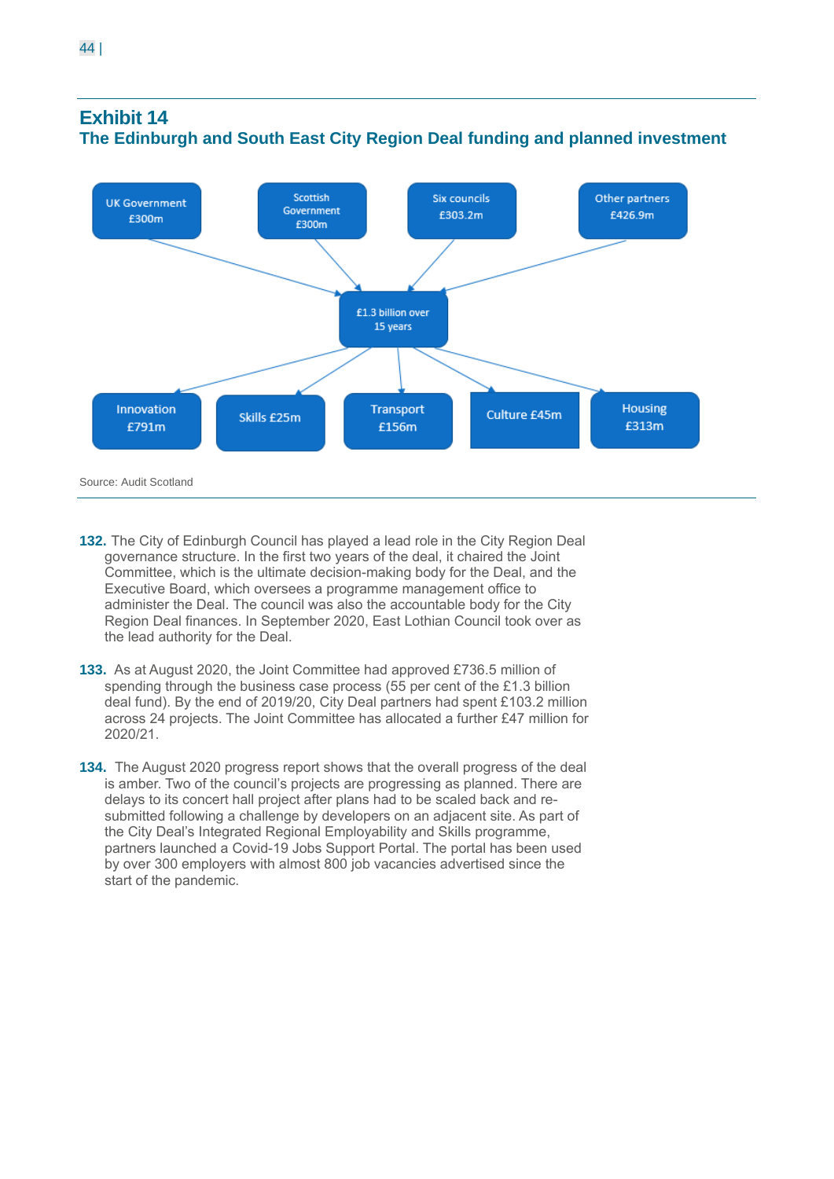## Exhibit 14

### The Edinburgh and South East City Region Deal funding and planned investment

UK Government £300m

Scottish Government £300m

Six councils £303.2m

Other partners £426.9m

£1.3 billion over 15 years

Innovation £791m

Skills £25m

Transport £156m

Culture £45m

Housing £313m

Source: Audit Scotland

**132.** The City of Edinburgh Council has played a lead role in the City Region Deal governance structure. In the first two years of the deal, it chaired the Joint Committee, which is the ultimate decision-making body for the Deal, and the Executive Board, which oversees a programme management office to administer the Deal. The council was also the accountable body for the City Region Deal finances. In September 2020, East Lothian Council took over as the lead authority for the Deal.

**133.** As at August 2020, the Joint Committee had approved £736.5 million of spending through the business case process (55 per cent of the £1.3 billion deal fund). By the end of 2019/20, City Deal partners had spent £103.2 million across 24 projects. The Joint Committee has allocated a further £47 million for 2020/21.

**134.** The August 2020 progress report shows that the overall progress of the deal is amber. Two of the council's projects are progressing as planned. There are delays to its concert hall project after plans had to be scaled back and re-submitted following a challenge by developers on an adjacent site. As part of the City Deal's Integrated Regional Employability and Skills programme, partners launched a Covid-19 Jobs Support Portal. The portal has been used by over 300 employers with almost 800 job vacancies advertised since the start of the pandemic.